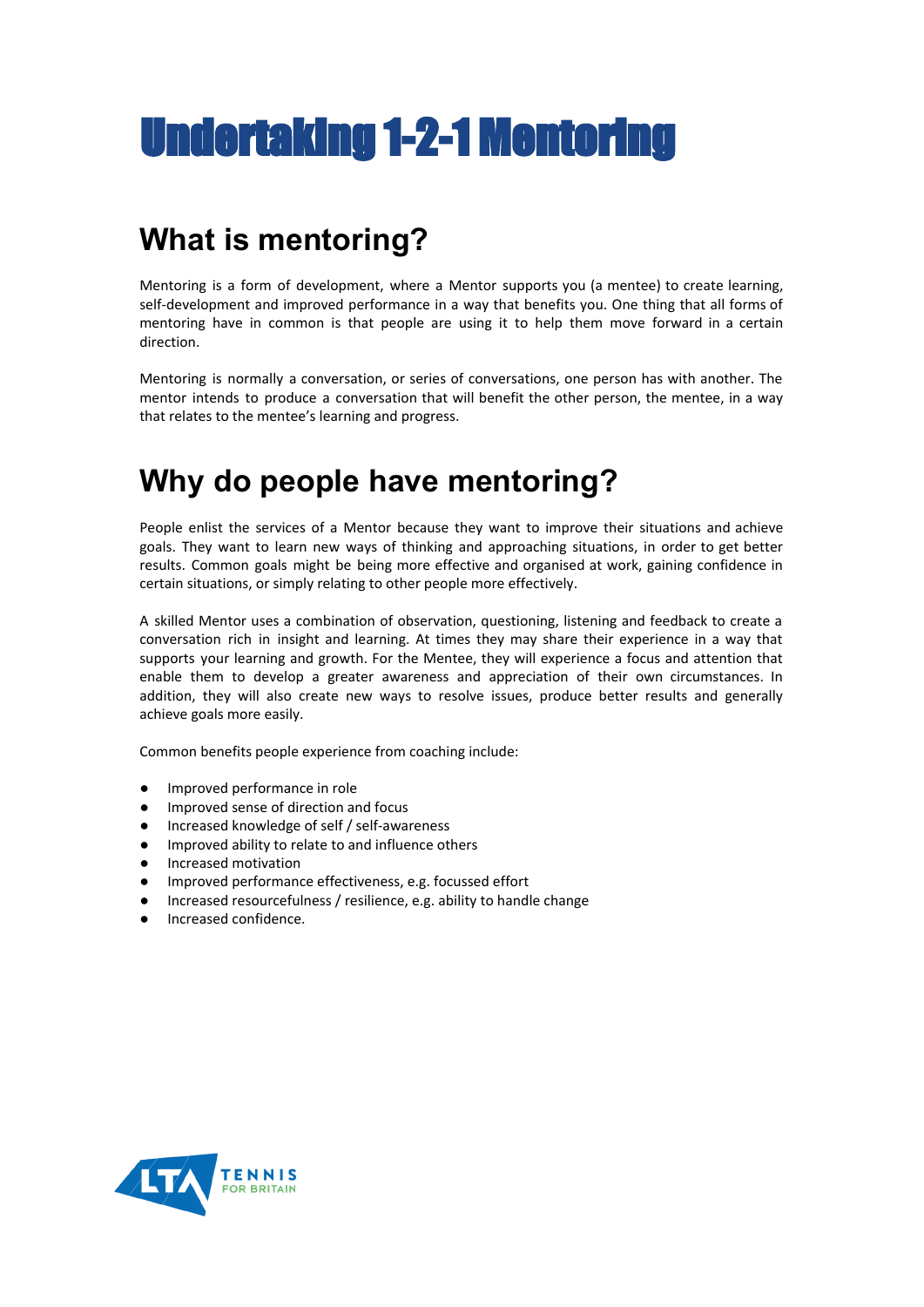# Undertaking 1-2-1 Mentoring

## What is mentoring?

Mentoring is a form of development, where a Mentor supports you (a mentee) to create learning, self-development and improved performance in a way that benefits you. One thing that all forms of mentoring have in common is that people are using it to help them move forward in a certain direction.

Mentoring is normally a conversation, or series of conversations, one person has with another. The mentor intends to produce a conversation that will benefit the other person, the mentee, in a way that relates to the mentee's learning and progress.

## Why do people have mentoring?

People enlist the services of a Mentor because they want to improve their situations and achieve goals. They want to learn new ways of thinking and approaching situations, in order to get better results. Common goals might be being more effective and organised at work, gaining confidence in certain situations, or simply relating to other people more effectively.

A skilled Mentor uses a combination of observation, questioning, listening and feedback to create a conversation rich in insight and learning. At times they may share their experience in a way that supports your learning and growth. For the Mentee, they will experience a focus and attention that enable them to develop a greater awareness and appreciation of their own circumstances. In addition, they will also create new ways to resolve issues, produce better results and generally achieve goals more easily.

Common benefits people experience from coaching include:

- Improved performance in role
- Improved sense of direction and focus
- Increased knowledge of self / self-awareness
- Improved ability to relate to and influence others
- Increased motivation
- Improved performance effectiveness, e.g. focussed effort
- Increased resourcefulness / resilience, e.g. ability to handle change
- Increased confidence.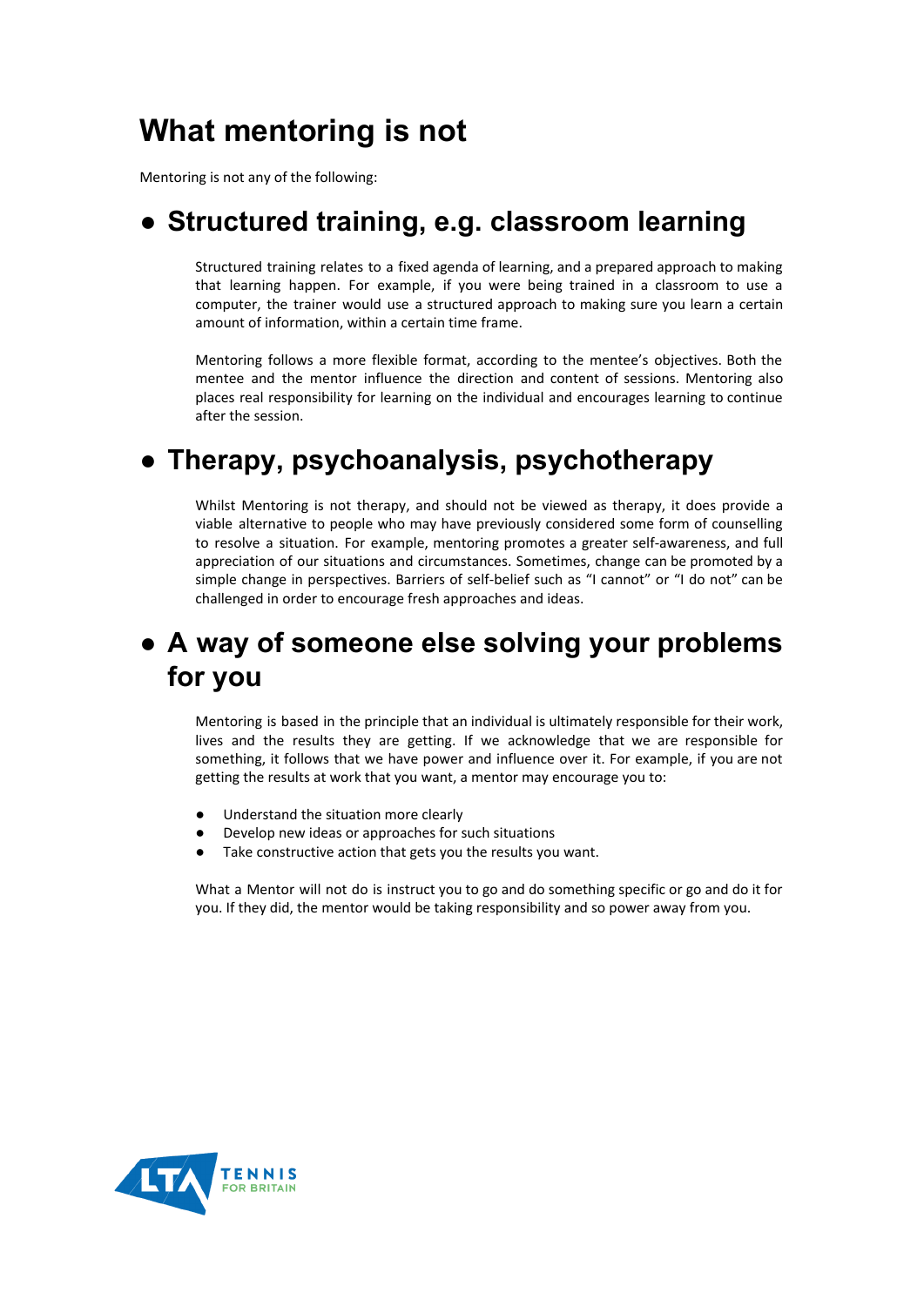# What mentoring is not

Mentoring is not any of the following:

## ● Structured training, e.g. classroom learning

Structured training relates to a fixed agenda of learning, and a prepared approach to making that learning happen. For example, if you were being trained in a classroom to use a computer, the trainer would use a structured approach to making sure you learn a certain amount of information, within a certain time frame.

Mentoring follows a more flexible format, according to the mentee's objectives. Both the mentee and the mentor influence the direction and content of sessions. Mentoring also places real responsibility for learning on the individual and encourages learning to continue after the session.

## ● Therapy, psychoanalysis, psychotherapy

Whilst Mentoring is not therapy, and should not be viewed as therapy, it does provide a viable alternative to people who may have previously considered some form of counselling to resolve a situation. For example, mentoring promotes a greater self-awareness, and full appreciation of our situations and circumstances. Sometimes, change can be promoted by a simple change in perspectives. Barriers of self-belief such as "I cannot" or "I do not" can be challenged in order to encourage fresh approaches and ideas.

## ● A way of someone else solving your problems for you

Mentoring is based in the principle that an individual is ultimately responsible for their work, lives and the results they are getting. If we acknowledge that we are responsible for something, it follows that we have power and influence over it. For example, if you are not getting the results at work that you want, a mentor may encourage you to:

- Understand the situation more clearly
- Develop new ideas or approaches for such situations
- Take constructive action that gets you the results you want.

What a Mentor will not do is instruct you to go and do something specific or go and do it for you. If they did, the mentor would be taking responsibility and so power away from you.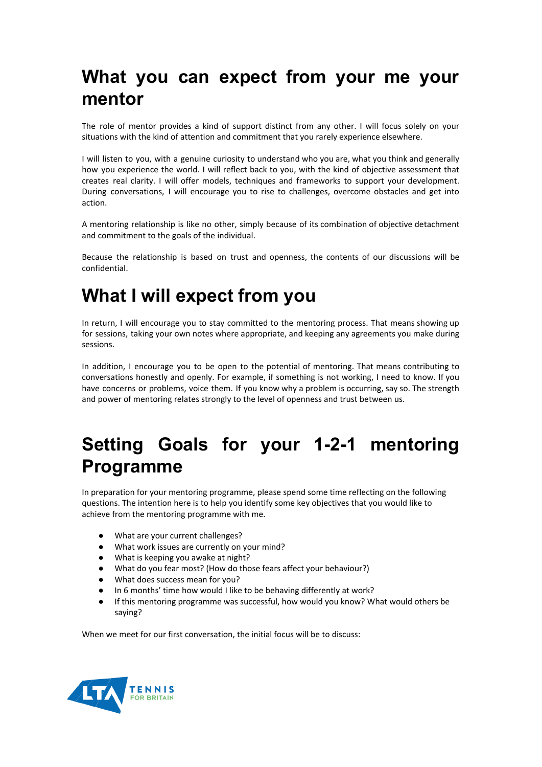# What you can expect from your me your mentor

The role of mentor provides a kind of support distinct from any other. I will focus solely on your situations with the kind of attention and commitment that you rarely experience elsewhere.

I will listen to you, with a genuine curiosity to understand who you are, what you think and generally how you experience the world. I will reflect back to you, with the kind of objective assessment that creates real clarity. I will offer models, techniques and frameworks to support your development. During conversations, I will encourage you to rise to challenges, overcome obstacles and get into action.

A mentoring relationship is like no other, simply because of its combination of objective detachment and commitment to the goals of the individual.

Because the relationship is based on trust and openness, the contents of our discussions will be confidential.

# What I will expect from you

In return, I will encourage you to stay committed to the mentoring process. That means showing up for sessions, taking your own notes where appropriate, and keeping any agreements you make during sessions.

In addition, I encourage you to be open to the potential of mentoring. That means contributing to conversations honestly and openly. For example, if something is not working, I need to know. If you have concerns or problems, voice them. If you know why a problem is occurring, say so. The strength and power of mentoring relates strongly to the level of openness and trust between us.

# Setting Goals for your 1-2-1 mentoring Programme

In preparation for your mentoring programme, please spend some time reflecting on the following questions. The intention here is to help you identify some key objectives that you would like to achieve from the mentoring programme with me.

- What are your current challenges?
- What work issues are currently on your mind?
- What is keeping you awake at night?
- What do you fear most? (How do those fears affect your behaviour?)
- What does success mean for you?
- In 6 months' time how would I like to be behaving differently at work?
- If this mentoring programme was successful, how would you know? What would others be saying?

When we meet for our first conversation, the initial focus will be to discuss: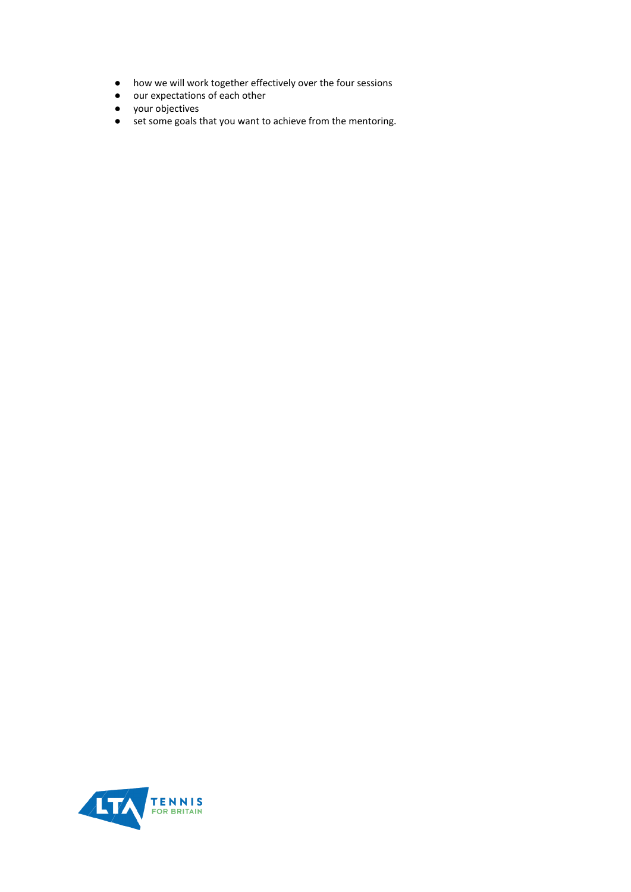- how we will work together effectively over the four sessions
- our expectations of each other
- your objectives
- set some goals that you want to achieve from the mentoring.